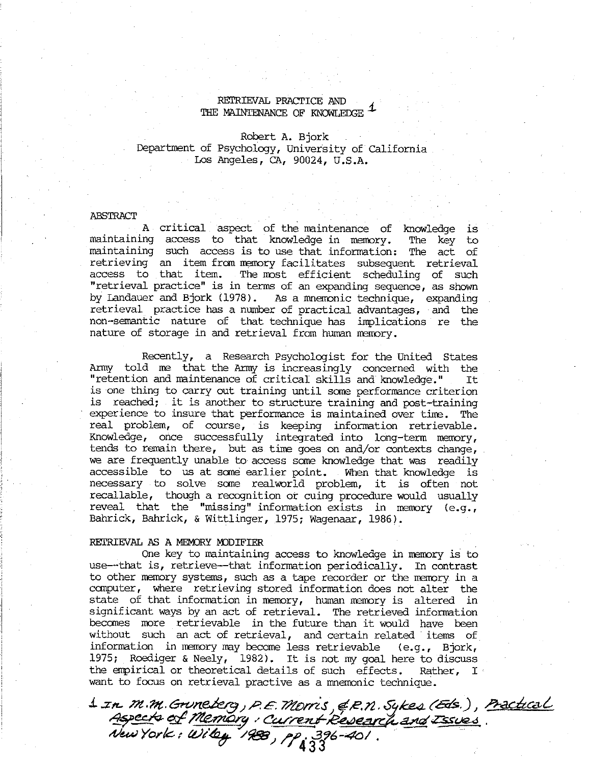# RETRIEVAL PRACTICE AND THE MAINTENANCE OF KNOWLEDGE [1]

Robert A. Bjork
Department of Psychology, University of California
Los Angeles, CA, 90024, U.S.A.

## ABSTRACT

A critical aspect of the maintenance of knowledge is maintaining access to that knowledge in memory. The key to maintaining such access is to use that information: The act of retrieving an item from memory facilitates subsequent retrieval access to that item. The most efficient scheduling of such "retrieval practice" is in terms of an expanding sequence, as shown by Landauer and Bjork (1978). As a mnemonic technique, expanding retrieval practice has a number of practical advantages, and the non-semantic nature of that technique has implications re the nature of storage in and retrieval from human memory.

Recently, a Research Psychologist for the United States Army told me that the Army is increasingly concerned with the "retention and maintenance of critical skills and knowledge." It is one thing to carry out training until some performance criterion is reached; it is another to structure training and post-training experience to insure that performance is maintained over time. The real problem, of course, is keeping information retrievable. Knowledge, once successfully integrated into long-term memory, tends to remain there, but as time goes on and/or contexts change, we are frequently unable to access some knowledge that was readily accessible to us at some earlier point. When that knowledge is necessary to solve some realworld problem, it is often not recallable, though a recognition or cuing procedure would usually reveal that the "missing" information exists in memory (e.g., Bahrick, Bahrick, & Wittlinger, 1975; Wagenaar, 1986).

## RETRIEVAL AS A MEMORY MODIFIER

One key to maintaining access to knowledge in memory is to use--that is, retrieve--that information periodically. In contrast to other memory systems, such as a tape recorder or the memory in a computer, where retrieving stored information does not alter the state of that information in memory, human memory is altered in significant ways by an act of retrieval. The retrieved information becomes more retrievable in the future than it would have been without such an act of retrieval, and certain related items of information in memory may become less retrievable (e.g., Bjork, 1975; Roediger & Neely, 1982). It is not my goal here to discuss the empirical or theoretical details of such effects. Rather, I want to focus on retrieval practive as a mnemonic technique.

[1] In M.M. Gruneberg, P.E. Morris, & R.N. Sykes (Eds.), *Practical Aspects of Memory: Current Research and Issues*. New York: Wiley 1988, pp. 396-401.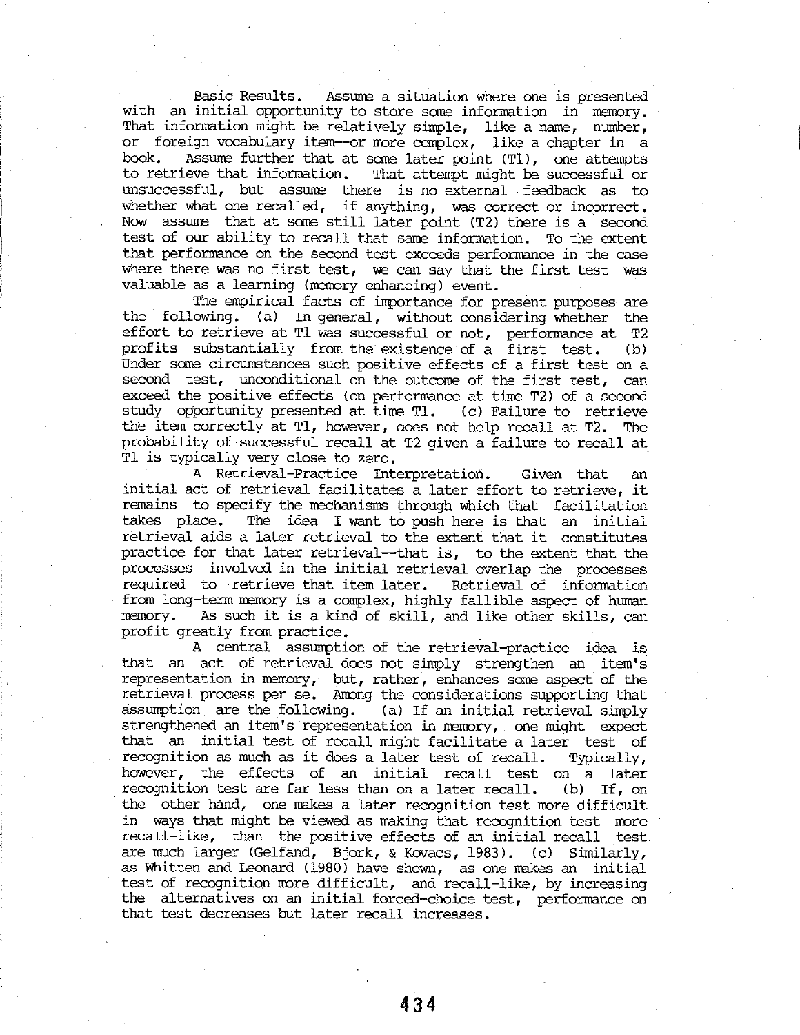**Basic Results.** Assume a situation where one is presented with an initial opportunity to store some information in memory. That information might be relatively simple, like a name, number, or foreign vocabulary item--or more complex, like a chapter in a book. Assume further that at some later point (T1), one attempts to retrieve that information. That attempt might be successful or unsuccessful, but assume there is no external feedback as to whether what one recalled, if anything, was correct or incorrect. Now assume that at some still later point (T2) there is a second test of our ability to recall that same information. To the extent that performance on the second test exceeds performance in the case where there was no first test, we can say that the first test was valuable as a learning (memory enhancing) event.

The empirical facts of importance for present purposes are the following. (a) In general, without considering whether the effort to retrieve at T1 was successful or not, performance at T2 profits substantially from the existence of a first test. (b) Under some circumstances such positive effects of a first test on a second test, unconditional on the outcome of the first test, can exceed the positive effects (on performance at time T2) of a second study opportunity presented at time T1. (c) Failure to retrieve the item correctly at T1, however, does not help recall at T2. The probability of successful recall at T2 given a failure to recall at T1 is typically very close to zero.

**A Retrieval-Practice Interpretation.** Given that an initial act of retrieval facilitates a later effort to retrieve, it remains to specify the mechanisms through which that facilitation takes place. The idea I want to push here is that an initial retrieval aids a later retrieval to the extent that it constitutes practice for that later retrieval--that is, to the extent that the processes involved in the initial retrieval overlap the processes required to retrieve that item later. Retrieval of information from long-term memory is a complex, highly fallible aspect of human memory. As such it is a kind of skill, and like other skills, can profit greatly from practice.

A central assumption of the retrieval-practice idea is that an act of retrieval does not simply strengthen an item's representation in memory, but, rather, enhances some aspect of the retrieval process per se. Among the considerations supporting that assumption are the following. (a) If an initial retrieval simply strengthened an item's representation in memory, one might expect that an initial test of recall might facilitate a later test of recognition as much as it does a later test of recall. Typically, however, the effects of an initial recall test on a later recognition test are far less than on a later recall. (b) If, on the other hand, one makes a later recognition test more difficult in ways that might be viewed as making that recognition test more recall-like, than the positive effects of an initial recall test are much larger (Gelfand, Bjork, & Kovacs, 1983). (c) Similarly, as Whitten and Leonard (1980) have shown, as one makes an initial test of recognition more difficult, and recall-like, by increasing the alternatives on an initial forced-choice test, performance on that test decreases but later recall increases.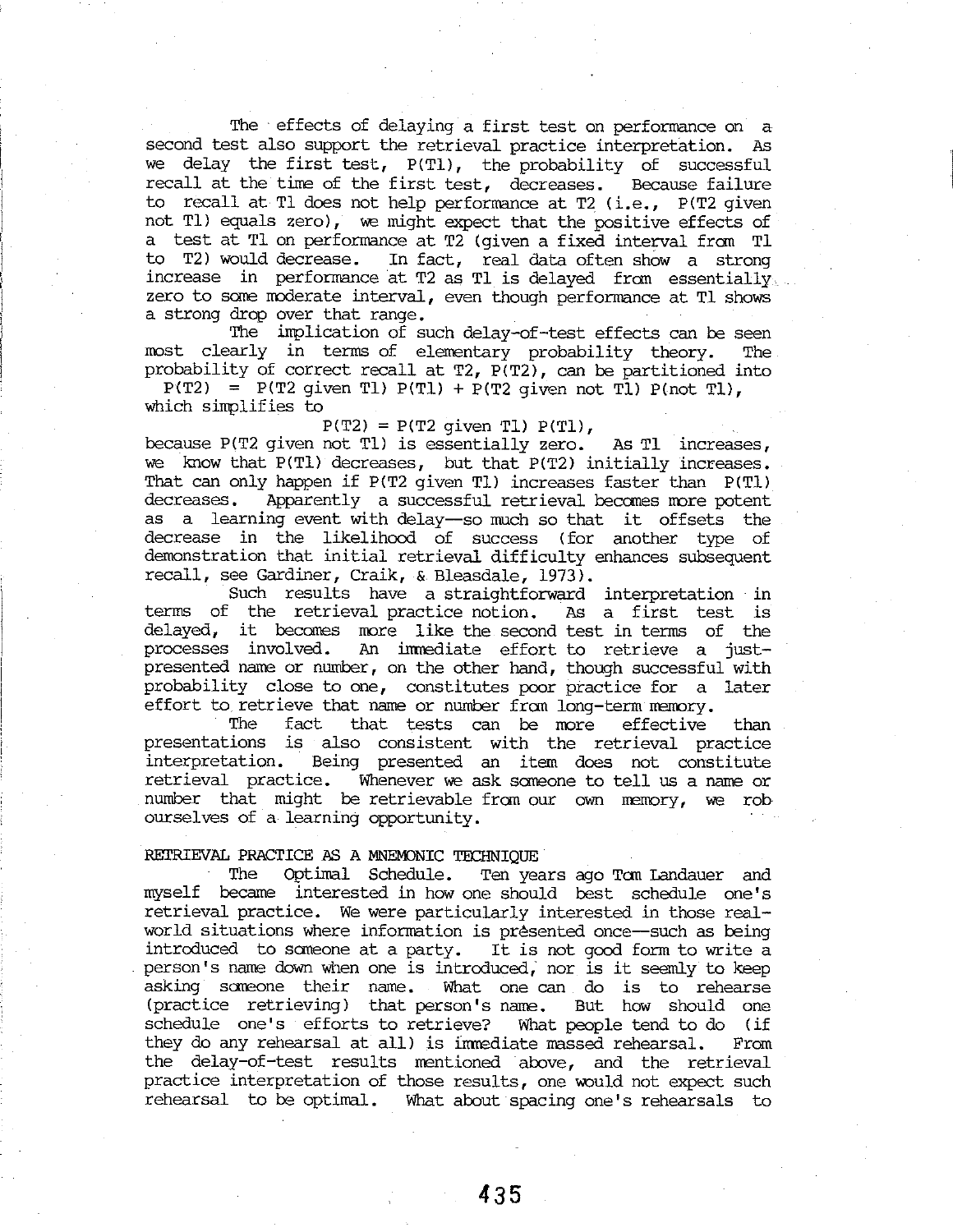The effects of delaying a first test on performance on a second test also support the retrieval practice interpretation. As we delay the first test, P(T1), the probability of successful recall at the time of the first test, decreases. Because failure to recall at T1 does not help performance at T2 (i.e., P(T2 given not T1) equals zero), we might expect that the positive effects of a test at T1 on performance at T2 (given a fixed interval from T1 to T2) would decrease. In fact, real data often show a strong increase in performance at T2 as T1 is delayed from essentially zero to some moderate interval, even though performance at T1 shows a strong drop over that range.

The implication of such delay-of-test effects can be seen most clearly in terms of elementary probability theory. The probability of correct recall at T2, P(T2), can be partitioned into

$$P(T2) = P(T2 \text{ given } T1)\, P(T1) + P(T2 \text{ given not } T1)\, P(\text{not } T1),$$

which simplifies to

$$P(T2) = P(T2 \text{ given } T1)\, P(T1),$$

because P(T2 given not T1) is essentially zero. As T1 increases, we know that P(T1) decreases, but that P(T2) initially increases. That can only happen if P(T2 given T1) increases faster than P(T1) decreases. Apparently a successful retrieval becomes more potent as a learning event with delay—so much so that it offsets the decrease in the likelihood of success (for another type of demonstration that initial retrieval difficulty enhances subsequent recall, see Gardiner, Craik, & Bleasdale, 1973).

Such results have a straightforward interpretation in terms of the retrieval practice notion. As a first test is delayed, it becomes more like the second test in terms of the processes involved. An immediate effort to retrieve a just-presented name or number, on the other hand, though successful with probability close to one, constitutes poor practice for a later effort to retrieve that name or number from long-term memory.

The fact that tests can be more effective than presentations is also consistent with the retrieval practice interpretation. Being presented an item does not constitute retrieval practice. Whenever we ask someone to tell us a name or number that might be retrievable from our own memory, we rob ourselves of a learning opportunity.

## RETRIEVAL PRACTICE AS A MNEMONIC TECHNIQUE

The Optimal Schedule. Ten years ago Tom Landauer and myself became interested in how one should best schedule one's retrieval practice. We were particularly interested in those real-world situations where information is presented once—such as being introduced to someone at a party. It is not good form to write a person's name down when one is introduced, nor is it seemly to keep asking someone their name. What one can do is to rehearse (practice retrieving) that person's name. But how should one schedule one's efforts to retrieve? What people tend to do (if they do any rehearsal at all) is immediate massed rehearsal. From the delay-of-test results mentioned above, and the retrieval practice interpretation of those results, one would not expect such rehearsal to be optimal. What about spacing one's rehearsals to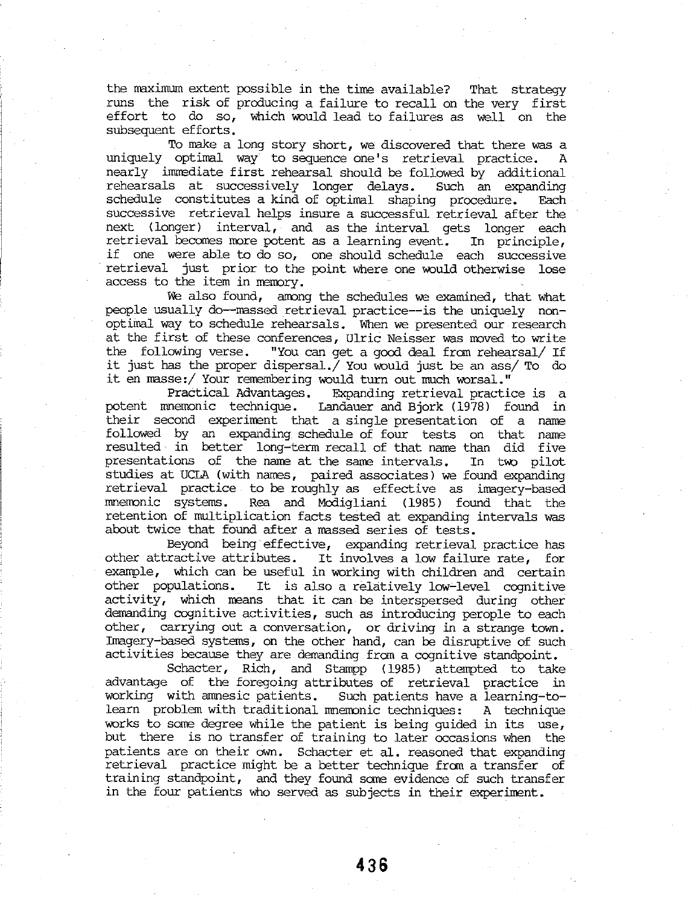the maximum extent possible in the time available? That strategy runs the risk of producing a failure to recall on the very first effort to do so, which would lead to failures as well on the subsequent efforts.

To make a long story short, we discovered that there was a uniquely optimal way to sequence one's retrieval practice. A nearly immediate first rehearsal should be followed by additional rehearsals at successively longer delays. Such an expanding schedule constitutes a kind of optimal shaping procedure. Each successive retrieval helps insure a successful retrieval after the next (longer) interval, and as the interval gets longer each retrieval becomes more potent as a learning event. In principle, if one were able to do so, one should schedule each successive retrieval just prior to the point where one would otherwise lose access to the item in memory.

We also found, among the schedules we examined, that what people usually do--massed retrieval practice--is the uniquely non-optimal way to schedule rehearsals. When we presented our research at the first of these conferences, Ulric Neisser was moved to write the following verse. "You can get a good deal from rehearsal/ If it just has the proper dispersal./ You would just be an ass/ To do it en masse:/ Your remembering would turn out much worsal."

Practical Advantages. Expanding retrieval practice is a potent mnemonic technique. Landauer and Bjork (1978) found in their second experiment that a single presentation of a name followed by an expanding schedule of four tests on that name resulted in better long-term recall of that name than did five presentations of the name at the same intervals. In two pilot studies at UCLA (with names, paired associates) we found expanding retrieval practice to be roughly as effective as imagery-based mnemonic systems. Rea and Modigliani (1985) found that the retention of multiplication facts tested at expanding intervals was about twice that found after a massed series of tests.

Beyond being effective, expanding retrieval practice has other attractive attributes. It involves a low failure rate, for example, which can be useful in working with children and certain other populations. It is also a relatively low-level cognitive activity, which means that it can be interspersed during other demanding cognitive activities, such as introducing perople to each other, carrying out a conversation, or driving in a strange town. Imagery-based systems, on the other hand, can be disruptive of such activities because they are demanding from a cognitive standpoint.

Schacter, Rich, and Stampp (1985) attempted to take advantage of the foregoing attributes of retrieval practice in working with amnesic patients. Such patients have a learning-to-learn problem with traditional mnemonic techniques: A technique works to some degree while the patient is being guided in its use, but there is no transfer of training to later occasions when the patients are on their own. Schacter et al. reasoned that expanding retrieval practice might be a better technique from a transfer of training standpoint, and they found some evidence of such transfer in the four patients who served as subjects in their experiment.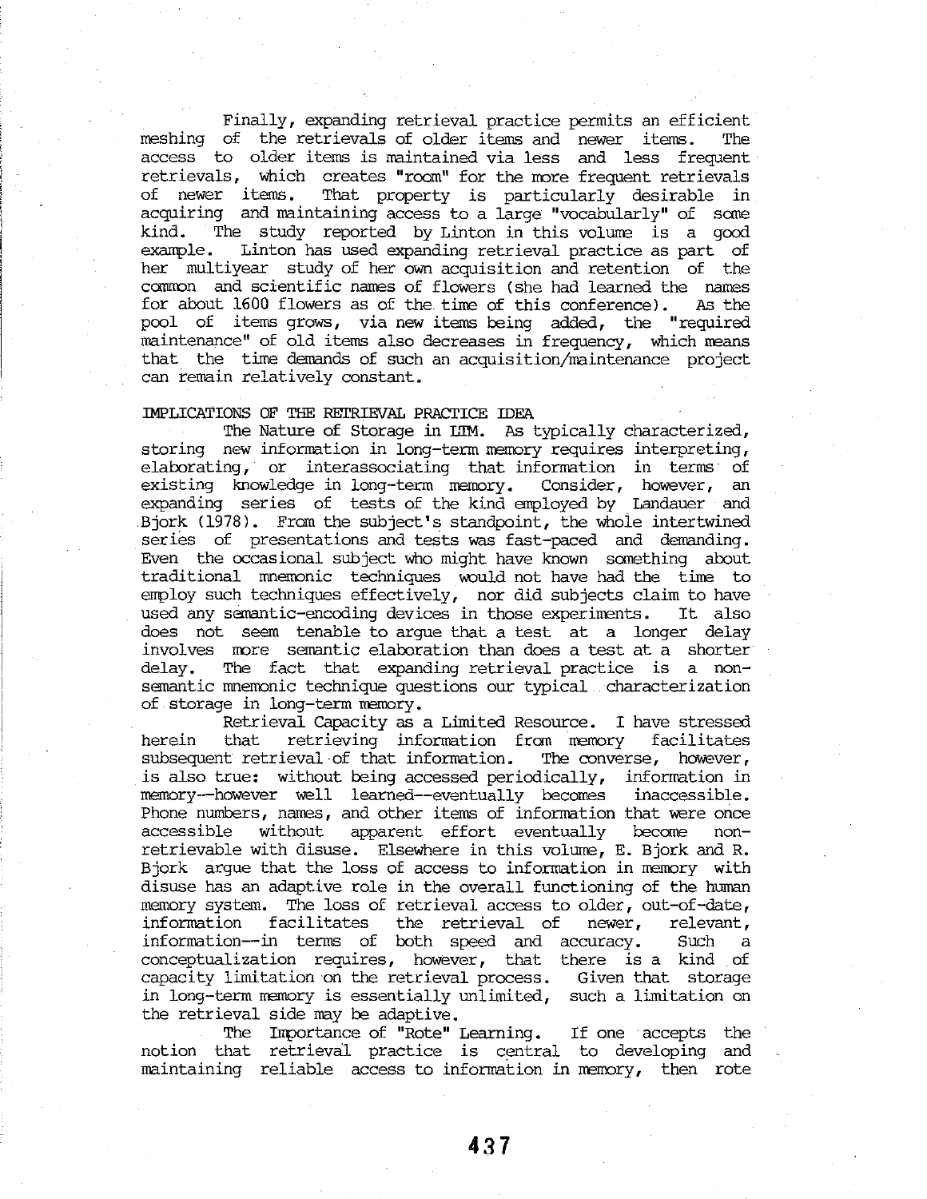Finally, expanding retrieval practice permits an efficient meshing of the retrievals of older items and newer items. The access to older items is maintained via less and less frequent retrievals, which creates "room" for the more frequent retrievals of newer items. That property is particularly desirable in acquiring and maintaining access to a large "vocabularly" of some kind. The study reported by Linton in this volume is a good example. Linton has used expanding retrieval practice as part of her multiyear study of her own acquisition and retention of the common and scientific names of flowers (she had learned the names for about 1600 flowers as of the time of this conference). As the pool of items grows, via new items being added, the "required maintenance" of old items also decreases in frequency, which means that the time demands of such an acquisition/maintenance project can remain relatively constant.

## IMPLICATIONS OF THE RETRIEVAL PRACTICE IDEA

The Nature of Storage in LTM. As typically characterized, storing new information in long-term memory requires interpreting, elaborating, or interassociating that information in terms of existing knowledge in long-term memory. Consider, however, an expanding series of tests of the kind employed by Landauer and Bjork (1978). From the subject's standpoint, the whole intertwined series of presentations and tests was fast-paced and demanding. Even the occasional subject who might have known something about traditional mnemonic techniques would not have had the time to employ such techniques effectively, nor did subjects claim to have used any semantic-encoding devices in those experiments. It also does not seem tenable to argue that a test at a longer delay involves more semantic elaboration than does a test at a shorter delay. The fact that expanding retrieval practice is a non-semantic mnemonic technique questions our typical characterization of storage in long-term memory.

Retrieval Capacity as a Limited Resource. I have stressed herein that retrieving information from memory facilitates subsequent retrieval of that information. The converse, however, is also true: without being accessed periodically, information in memory—however well learned—eventually becomes inaccessible. Phone numbers, names, and other items of information that were once accessible without apparent effort eventually become non-retrievable with disuse. Elsewhere in this volume, E. Bjork and R. Bjork argue that the loss of access to information in memory with disuse has an adaptive role in the overall functioning of the human memory system. The loss of retrieval access to older, out-of-date, information facilitates the retrieval of newer, relevant, information—in terms of both speed and accuracy. Such a conceptualization requires, however, that there is a kind of capacity limitation on the retrieval process. Given that storage in long-term memory is essentially unlimited, such a limitation on the retrieval side may be adaptive.

The Importance of "Rote" Learning. If one accepts the notion that retrieval practice is central to developing and maintaining reliable access to information in memory, then rote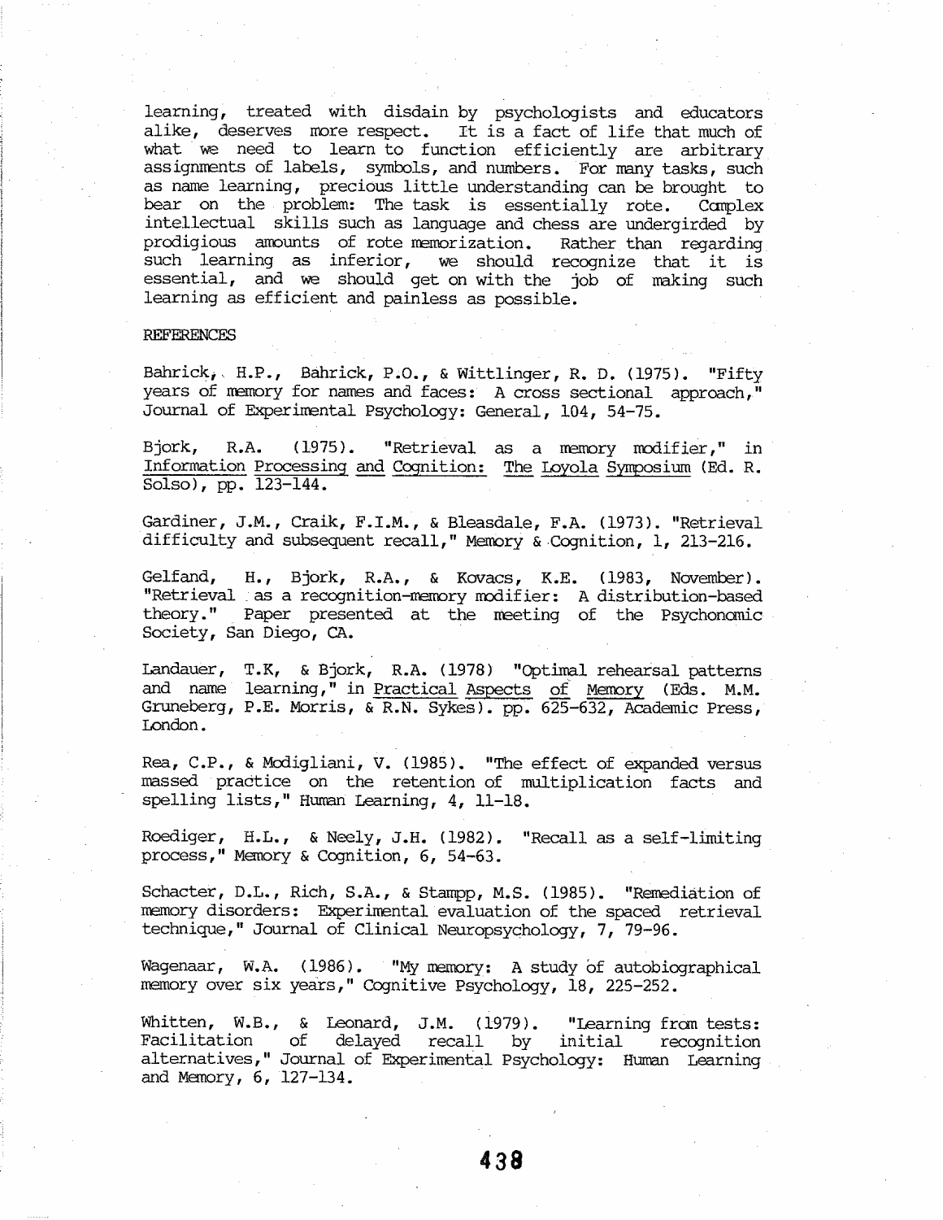learning, treated with disdain by psychologists and educators alike, deserves more respect. It is a fact of life that much of what we need to learn to function efficiently are arbitrary assignments of labels, symbols, and numbers. For many tasks, such as name learning, precious little understanding can be brought to bear on the problem: The task is essentially rote. Complex intellectual skills such as language and chess are undergirded by prodigious amounts of rote memorization. Rather than regarding such learning as inferior, we should recognize that it is essential, and we should get on with the job of making such learning as efficient and painless as possible.

## REFERENCES

Bahrick, H.P., Bahrick, P.O., & Wittlinger, R. D. (1975). "Fifty years of memory for names and faces: A cross sectional approach," Journal of Experimental Psychology: General, 104, 54-75.

Bjork, R.A. (1975). "Retrieval as a memory modifier," in Information Processing and Cognition: The Loyola Symposium (Ed. R. Solso), pp. 123-144.

Gardiner, J.M., Craik, F.I.M., & Bleasdale, F.A. (1973). "Retrieval difficulty and subsequent recall," Memory & Cognition, 1, 213-216.

Gelfand, H., Bjork, R.A., & Kovacs, K.E. (1983, November). "Retrieval as a recognition-memory modifier: A distribution-based theory." Paper presented at the meeting of the Psychonomic Society, San Diego, CA.

Landauer, T.K, & Bjork, R.A. (1978) "Optimal rehearsal patterns and name learning," in Practical Aspects of Memory (Eds. M.M. Gruneberg, P.E. Morris, & R.N. Sykes). pp. 625-632, Academic Press, London.

Rea, C.P., & Modigliani, V. (1985). "The effect of expanded versus massed practice on the retention of multiplication facts and spelling lists," Human Learning, 4, 11-18.

Roediger, H.L., & Neely, J.H. (1982). "Recall as a self-limiting process," Memory & Cognition, 6, 54-63.

Schacter, D.L., Rich, S.A., & Stampp, M.S. (1985). "Remediation of memory disorders: Experimental evaluation of the spaced retrieval technique," Journal of Clinical Neuropsychology, 7, 79-96.

Wagenaar, W.A. (1986). "My memory: A study of autobiographical memory over six years," Cognitive Psychology, 18, 225-252.

Whitten, W.B., & Leonard, J.M. (1979). "Learning from tests: Facilitation of delayed recall by initial recognition alternatives," Journal of Experimental Psychology: Human Learning and Memory, 6, 127-134.